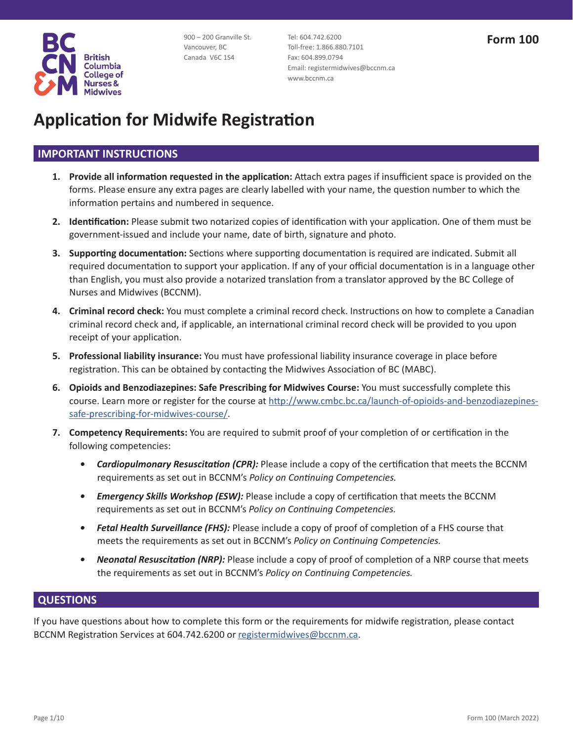British Columbia College of Nurses & Midwives

900 – 200 Granville St.
Vancouver, BC
Canada V6C 1S4

Tel: 604.742.6200
Toll-free: 1.866.880.7101
Fax: 604.899.0794
Email: registermidwives@bccnm.ca
www.bccnm.ca

**Form 100**

# Application for Midwife Registration

## IMPORTANT INSTRUCTIONS

1. **Provide all information requested in the application:** Attach extra pages if insufficient space is provided on the forms. Please ensure any extra pages are clearly labelled with your name, the question number to which the information pertains and numbered in sequence.
2. **Identification:** Please submit two notarized copies of identification with your application. One of them must be government-issued and include your name, date of birth, signature and photo.
3. **Supporting documentation:** Sections where supporting documentation is required are indicated. Submit all required documentation to support your application. If any of your official documentation is in a language other than English, you must also provide a notarized translation from a translator approved by the BC College of Nurses and Midwives (BCCNM).
4. **Criminal record check:** You must complete a criminal record check. Instructions on how to complete a Canadian criminal record check and, if applicable, an international criminal record check will be provided to you upon receipt of your application.
5. **Professional liability insurance:** You must have professional liability insurance coverage in place before registration. This can be obtained by contacting the Midwives Association of BC (MABC).
6. **Opioids and Benzodiazepines: Safe Prescribing for Midwives Course:** You must successfully complete this course. Learn more or register for the course at http://www.cmbc.bc.ca/launch-of-opioids-and-benzodiazepines-safe-prescribing-for-midwives-course/.
7. **Competency Requirements:** You are required to submit proof of your completion of or certification in the following competencies:
   - ***Cardiopulmonary Resuscitation (CPR):*** Please include a copy of the certification that meets the BCCNM requirements as set out in BCCNM's *Policy on Continuing Competencies.*
   - ***Emergency Skills Workshop (ESW):*** Please include a copy of certification that meets the BCCNM requirements as set out in BCCNM's *Policy on Continuing Competencies.*
   - ***Fetal Health Surveillance (FHS):*** Please include a copy of proof of completion of a FHS course that meets the requirements as set out in BCCNM's *Policy on Continuing Competencies.*
   - ***Neonatal Resuscitation (NRP):*** Please include a copy of proof of completion of a NRP course that meets the requirements as set out in BCCNM's *Policy on Continuing Competencies.*

## QUESTIONS

If you have questions about how to complete this form or the requirements for midwife registration, please contact BCCNM Registration Services at 604.742.6200 or registermidwives@bccnm.ca.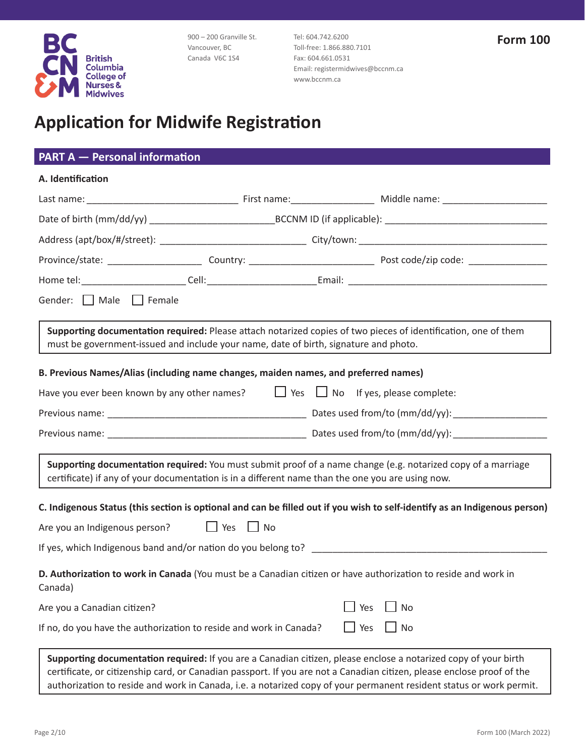BC CN &M British Columbia College of Nurses & Midwives

900 – 200 Granville St.
Vancouver, BC
Canada V6C 1S4

Tel: 604.742.6200
Toll-free: 1.866.880.7101
Fax: 604.661.0531
Email: registermidwives@bccnm.ca
www.bccnm.ca

**Form 100**

# Application for Midwife Registration

## PART A — Personal information

### A. Identification

Last name: ______________________________ First name:________________ Middle name: ____________________

Date of birth (mm/dd/yy) ________________________BCCNM ID (if applicable): ________________________________

Address (apt/box/#/street): _____________________________ City/town: _____________________________________

Province/state: __________________ Country: ________________________ Post code/zip code: _______________

Home tel:____________________ Cell:______________________Email: ________________________________________

Gender: ☐ Male ☐ Female

**Supporting documentation required:** Please attach notarized copies of two pieces of identification, one of them must be government-issued and include your name, date of birth, signature and photo.

### B. Previous Names/Alias (including name changes, maiden names, and preferred names)

Have you ever been known by any other names? ☐ Yes ☐ No If yes, please complete:

Previous name: ________________________________________ Dates used from/to (mm/dd/yy):___________________

Previous name: ________________________________________ Dates used from/to (mm/dd/yy):___________________

**Supporting documentation required:** You must submit proof of a name change (e.g. notarized copy of a marriage certificate) if any of your documentation is in a different name than the one you are using now.

### C. Indigenous Status (this section is optional and can be filled out if you wish to self-identify as an Indigenous person)

Are you an Indigenous person? ☐ Yes ☐ No

If yes, which Indigenous band and/or nation do you belong to? _______________________________________________

### D. Authorization to work in Canada (You must be a Canadian citizen or have authorization to reside and work in Canada)

Are you a Canadian citizen? ☐ Yes ☐ No

If no, do you have the authorization to reside and work in Canada? ☐ Yes ☐ No

**Supporting documentation required:** If you are a Canadian citizen, please enclose a notarized copy of your birth certificate, or citizenship card, or Canadian passport. If you are not a Canadian citizen, please enclose proof of the authorization to reside and work in Canada, i.e. a notarized copy of your permanent resident status or work permit.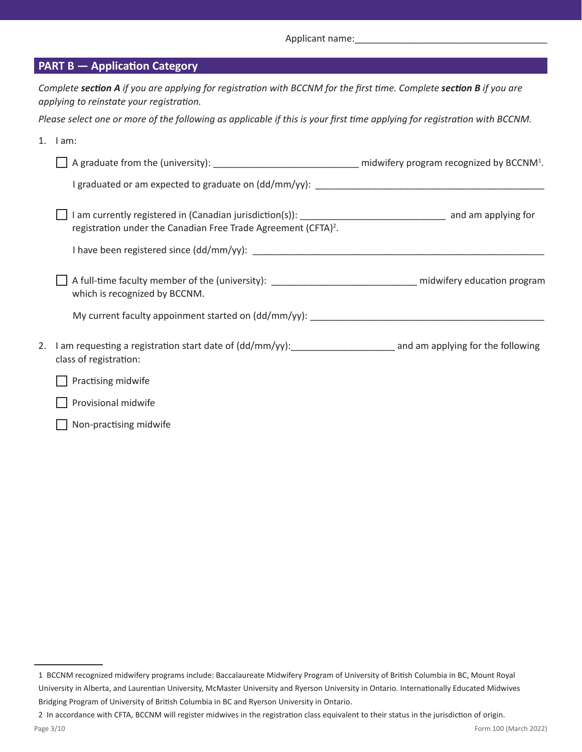Applicant name:_____________________________________

## PART B — Application Category

*Complete **section A** if you are applying for registration with BCCNM for the first time. Complete **section B** if you are applying to reinstate your registration.*

*Please select one or more of the following as applicable if this is your first time applying for registration with BCCNM.*

1. I am:

   ☐ A graduate from the (university): ___________________________ midwifery program recognized by BCCNM[1].

   I graduated or am expected to graduate on (dd/mm/yy): ____________________________________________

   ☐ I am currently registered in (Canadian jurisdiction(s)): ___________________________ and am applying for registration under the Canadian Free Trade Agreement (CFTA)[2].

   I have been registered since (dd/mm/yy): ________________________________________________________

   ☐ A full-time faculty member of the (university): ___________________________ midwifery education program which is recognized by BCCNM.

   My current faculty appoinment started on (dd/mm/yy): ____________________________________________

2. I am requesting a registration start date of (dd/mm/yy):____________________ and am applying for the following class of registration:

   ☐ Practising midwife

   ☐ Provisional midwife

   ☐ Non-practising midwife

---

1 BCCNM recognized midwifery programs include: Baccalaureate Midwifery Program of University of British Columbia in BC, Mount Royal University in Alberta, and Laurentian University, McMaster University and Ryerson University in Ontario. Internationally Educated Midwives Bridging Program of University of British Columbia in BC and Ryerson University in Ontario.

2 In accordance with CFTA, BCCNM will register midwives in the registration class equivalent to their status in the jurisdiction of origin.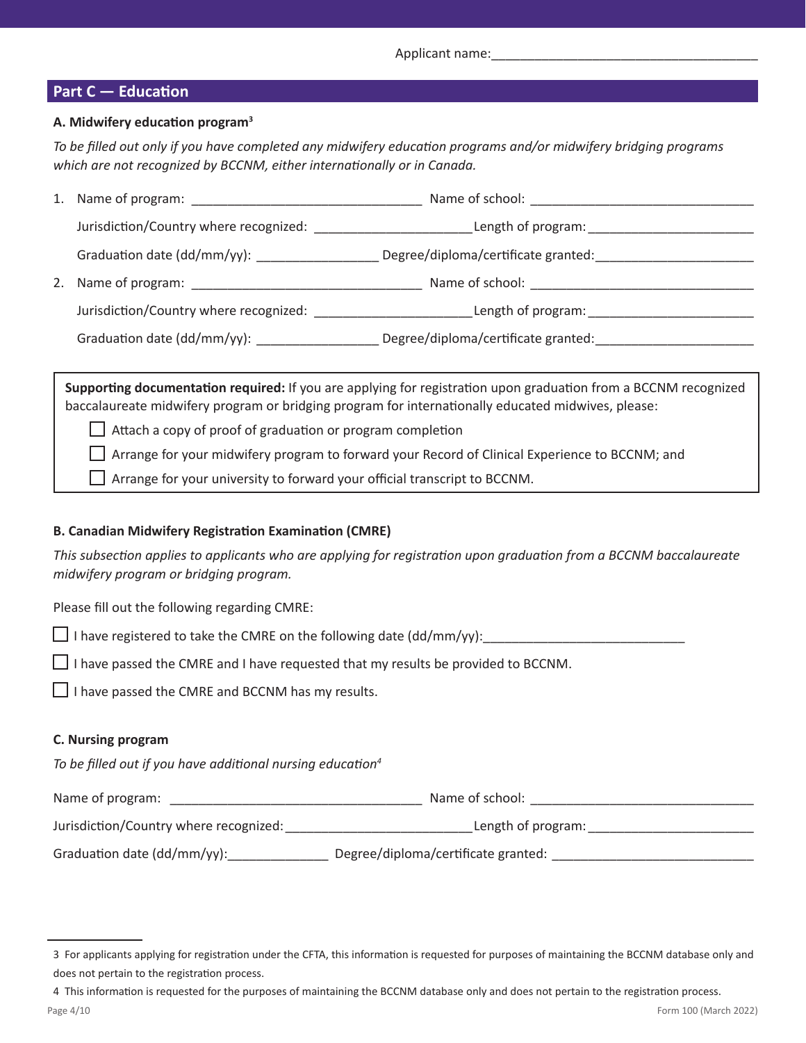Applicant name:_____________________________________

## Part C — Education

### A. Midwifery education program[3]

*To be filled out only if you have completed any midwifery education programs and/or midwifery bridging programs which are not recognized by BCCNM, either internationally or in Canada.*

1. Name of program: _______________________________ Name of school: ______________________________

   Jurisdiction/Country where recognized: _____________________ Length of program: ______________________

   Graduation date (dd/mm/yy): ________________ Degree/diploma/certificate granted: _____________________

2. Name of program: _______________________________ Name of school: ______________________________

   Jurisdiction/Country where recognized: _____________________ Length of program: ______________________

   Graduation date (dd/mm/yy): ________________ Degree/diploma/certificate granted: _____________________

**Supporting documentation required:** If you are applying for registration upon graduation from a BCCNM recognized baccalaureate midwifery program or bridging program for internationally educated midwives, please:

- ☐ Attach a copy of proof of graduation or program completion
- ☐ Arrange for your midwifery program to forward your Record of Clinical Experience to BCCNM; and
- ☐ Arrange for your university to forward your official transcript to BCCNM.

### B. Canadian Midwifery Registration Examination (CMRE)

*This subsection applies to applicants who are applying for registration upon graduation from a BCCNM baccalaureate midwifery program or bridging program.*

Please fill out the following regarding CMRE:

- ☐ I have registered to take the CMRE on the following date (dd/mm/yy):___________________________
- ☐ I have passed the CMRE and I have requested that my results be provided to BCCNM.
- ☐ I have passed the CMRE and BCCNM has my results.

### C. Nursing program

*To be filled out if you have additional nursing education[4]*

Name of program: __________________________________ Name of school: ______________________________

Jurisdiction/Country where recognized: _________________________ Length of program: ______________________

Graduation date (dd/mm/yy): _____________ Degree/diploma/certificate granted: ___________________________

---

[3] For applicants applying for registration under the CFTA, this information is requested for purposes of maintaining the BCCNM database only and does not pertain to the registration process.

[4] This information is requested for the purposes of maintaining the BCCNM database only and does not pertain to the registration process.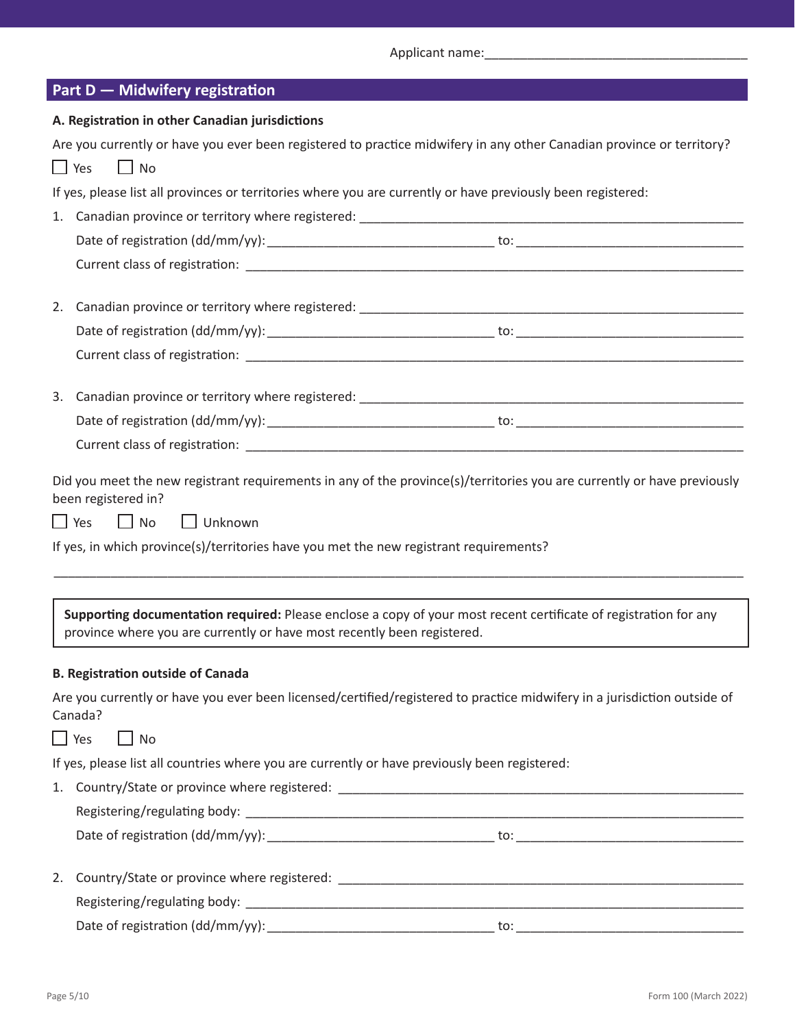Applicant name:_____________________________________

## Part D — Midwifery registration

**A. Registration in other Canadian jurisdictions**

Are you currently or have you ever been registered to practice midwifery in any other Canadian province or territory?

☐ Yes ☐ No

If yes, please list all provinces or territories where you are currently or have previously been registered:

1. Canadian province or territory where registered: _______________________________________________

   Date of registration (dd/mm/yy): ______________________________ to: ______________________________

   Current class of registration: _______________________________________________________________

2. Canadian province or territory where registered: _______________________________________________

   Date of registration (dd/mm/yy): ______________________________ to: ______________________________

   Current class of registration: _______________________________________________________________

3. Canadian province or territory where registered: _______________________________________________

   Date of registration (dd/mm/yy): ______________________________ to: ______________________________

   Current class of registration: _______________________________________________________________

Did you meet the new registrant requirements in any of the province(s)/territories you are currently or have previously been registered in?

☐ Yes ☐ No ☐ Unknown

If yes, in which province(s)/territories have you met the new registrant requirements?

_______________________________________________________________________________________

> **Supporting documentation required:** Please enclose a copy of your most recent certificate of registration for any province where you are currently or have most recently been registered.

**B. Registration outside of Canada**

Are you currently or have you ever been licensed/certified/registered to practice midwifery in a jurisdiction outside of Canada?

☐ Yes ☐ No

If yes, please list all countries where you are currently or have previously been registered:

1. Country/State or province where registered: _______________________________________________

   Registering/regulating body: _______________________________________________________________

   Date of registration (dd/mm/yy): ______________________________ to: ______________________________

2. Country/State or province where registered: _______________________________________________

   Registering/regulating body: _______________________________________________________________

   Date of registration (dd/mm/yy): ______________________________ to: ______________________________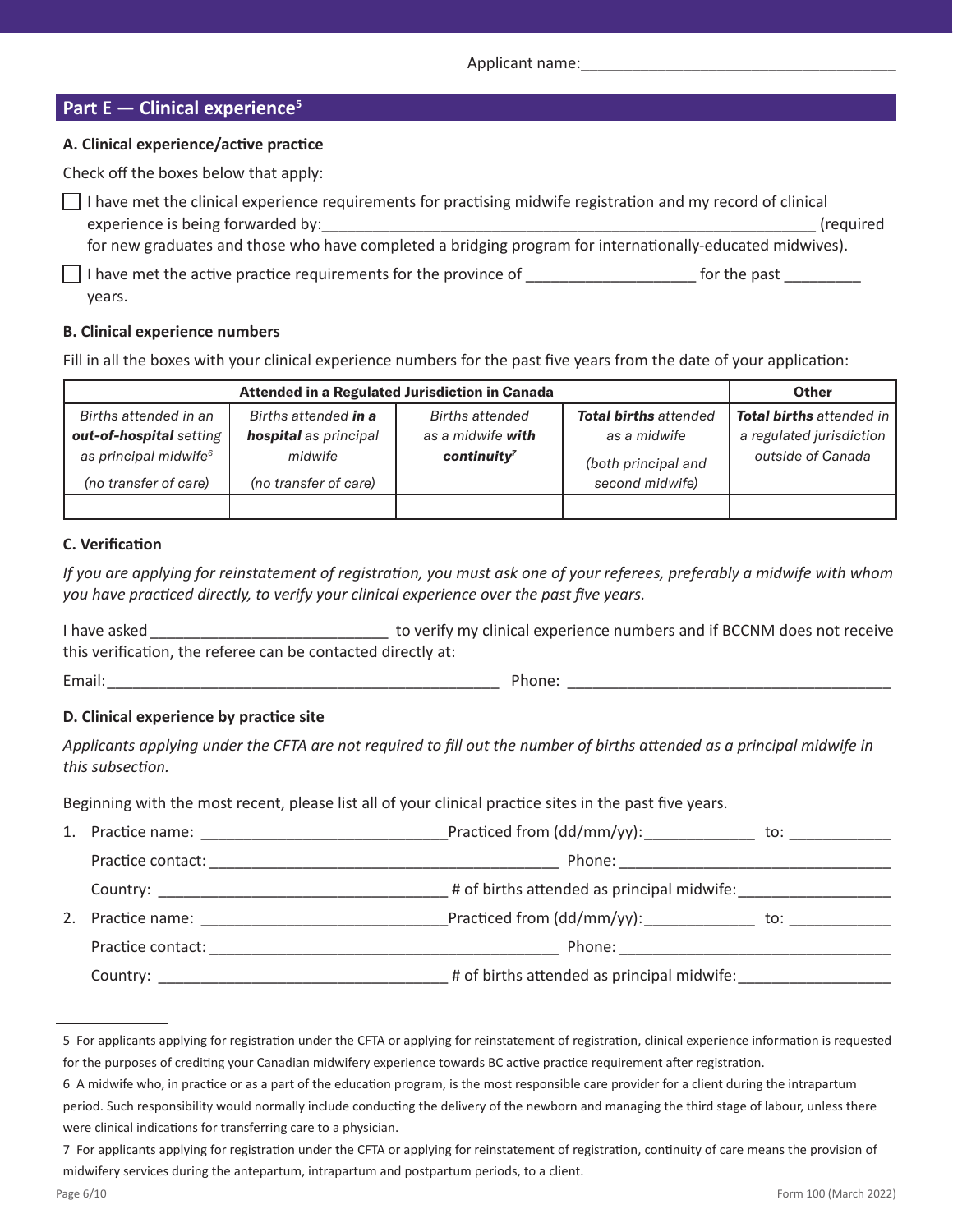Applicant name:_____________________________________

## Part E — Clinical experience[5]

### A. Clinical experience/active practice

Check off the boxes below that apply:

☐ I have met the clinical experience requirements for practising midwife registration and my record of clinical experience is being forwarded by:____________________________________________________________ (required for new graduates and those who have completed a bridging program for internationally-educated midwives).

☐ I have met the active practice requirements for the province of ___________________ for the past _________ years.

### B. Clinical experience numbers

Fill in all the boxes with your clinical experience numbers for the past five years from the date of your application:

| Attended in a Regulated Jurisdiction in Canada | | | | Other |
|---|---|---|---|---|
| *Births attended in an* ***out-of-hospital*** *setting as principal midwife*[6] *(no transfer of care)* | *Births attended* ***in a hospital*** *as principal midwife (no transfer of care)* | *Births attended as a midwife* ***with continuity***[7] | ***Total births*** *attended as a midwife (both principal and second midwife)* | ***Total births*** *attended in a regulated jurisdiction outside of Canada* |
| | | | | |

### C. Verification

*If you are applying for reinstatement of registration, you must ask one of your referees, preferably a midwife with whom you have practiced directly, to verify your clinical experience over the past five years.*

I have asked ___________________________ to verify my clinical experience numbers and if BCCNM does not receive this verification, the referee can be contacted directly at:

Email:_____________________________________________ Phone: ____________________________________

### D. Clinical experience by practice site

*Applicants applying under the CFTA are not required to fill out the number of births attended as a principal midwife in this subsection.*

Beginning with the most recent, please list all of your clinical practice sites in the past five years.

1. Practice name: ___________________________ Practiced from (dd/mm/yy):____________ to: ___________

   Practice contact: _______________________________________ Phone: ______________________________

   Country: _________________________________ # of births attended as principal midwife:_________________

2. Practice name: ___________________________ Practiced from (dd/mm/yy):____________ to: ___________

   Practice contact: _______________________________________ Phone: ______________________________

   Country: _________________________________ # of births attended as principal midwife:_________________

---

5 For applicants applying for registration under the CFTA or applying for reinstatement of registration, clinical experience information is requested for the purposes of crediting your Canadian midwifery experience towards BC active practice requirement after registration.

6 A midwife who, in practice or as a part of the education program, is the most responsible care provider for a client during the intrapartum period. Such responsibility would normally include conducting the delivery of the newborn and managing the third stage of labour, unless there were clinical indications for transferring care to a physician.

7 For applicants applying for registration under the CFTA or applying for reinstatement of registration, continuity of care means the provision of midwifery services during the antepartum, intrapartum and postpartum periods, to a client.

Form 100 (March 2022)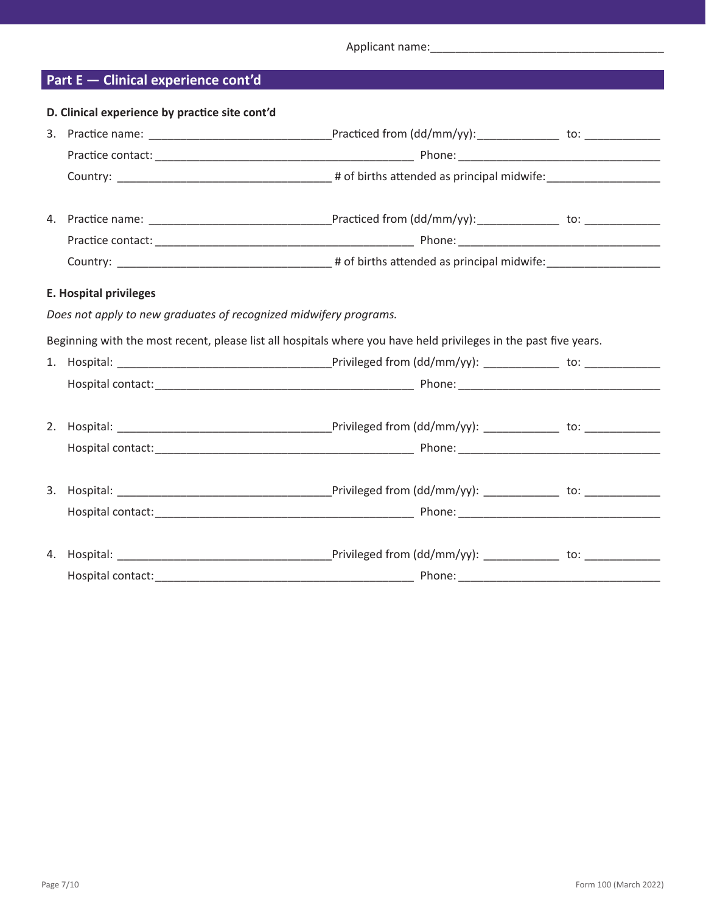Applicant name:______________________________________

## Part E — Clinical experience cont'd

**D. Clinical experience by practice site cont'd**

3. Practice name: ____________________________Practiced from (dd/mm/yy):_____________ to: ____________
   Practice contact: __________________________________________ Phone: _________________________________
   Country: __________________________________ # of births attended as principal midwife:__________________

4. Practice name: ____________________________Practiced from (dd/mm/yy):_____________ to: ____________
   Practice contact: __________________________________________ Phone: _________________________________
   Country: __________________________________ # of births attended as principal midwife:__________________

**E. Hospital privileges**

*Does not apply to new graduates of recognized midwifery programs.*

Beginning with the most recent, please list all hospitals where you have held privileges in the past five years.

1. Hospital: __________________________________Privileged from (dd/mm/yy): ____________ to: ____________
   Hospital contact:__________________________________________ Phone: _________________________________

2. Hospital: __________________________________Privileged from (dd/mm/yy): ____________ to: ____________
   Hospital contact:__________________________________________ Phone: _________________________________

3. Hospital: __________________________________Privileged from (dd/mm/yy): ____________ to: ____________
   Hospital contact:__________________________________________ Phone: _________________________________

4. Hospital: __________________________________Privileged from (dd/mm/yy): ____________ to: ____________
   Hospital contact:__________________________________________ Phone: _________________________________

Form 100 (March 2022)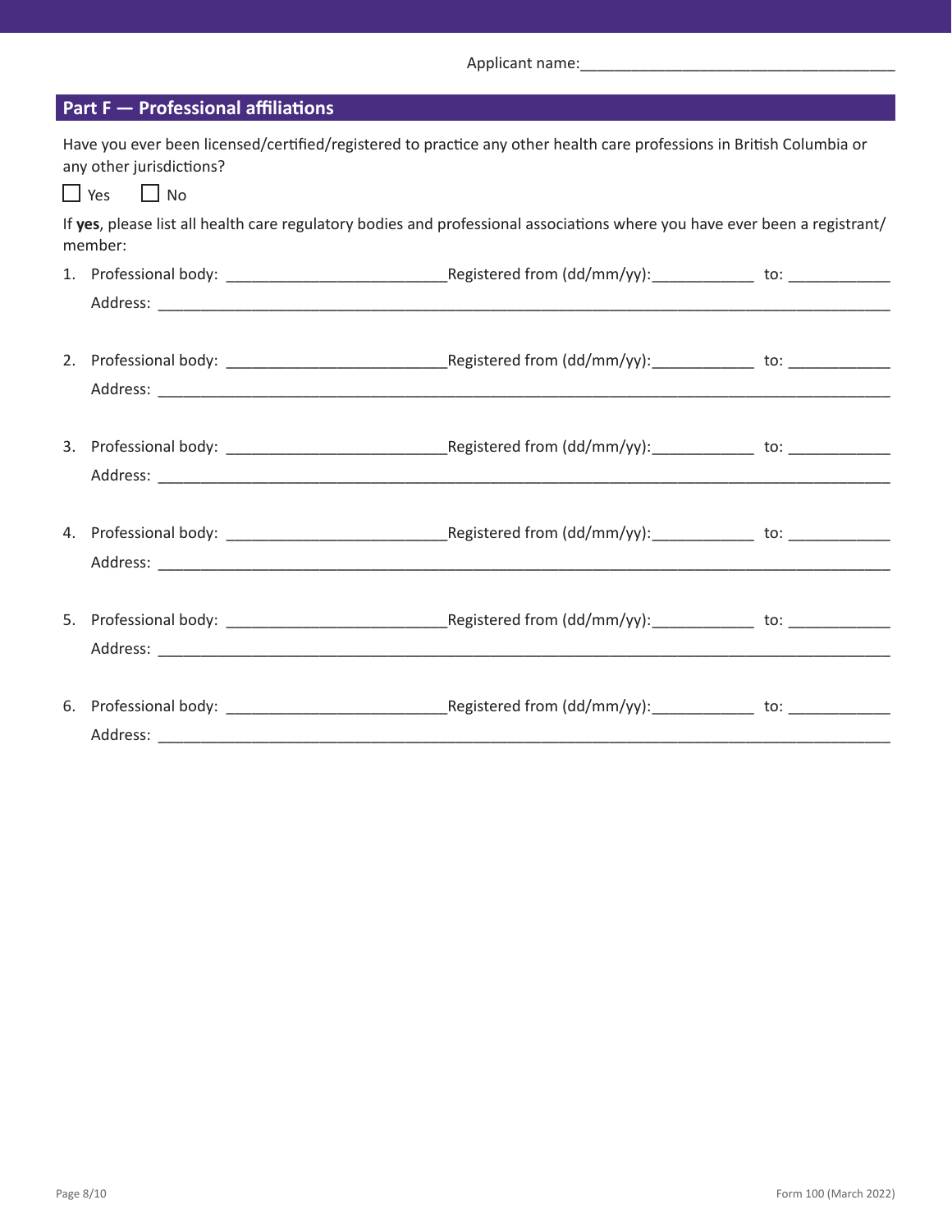Applicant name:______________________________________

## Part F — Professional affiliations

Have you ever been licensed/certified/registered to practice any other health care professions in British Columbia or any other jurisdictions?

☐ Yes ☐ No

If **yes**, please list all health care regulatory bodies and professional associations where you have ever been a registrant/member:

1. Professional body: _________________________Registered from (dd/mm/yy):___________ to: ___________
   Address: ________________________________________________________________________________

2. Professional body: _________________________Registered from (dd/mm/yy):___________ to: ___________
   Address: ________________________________________________________________________________

3. Professional body: _________________________Registered from (dd/mm/yy):___________ to: ___________
   Address: ________________________________________________________________________________

4. Professional body: _________________________Registered from (dd/mm/yy):___________ to: ___________
   Address: ________________________________________________________________________________

5. Professional body: _________________________Registered from (dd/mm/yy):___________ to: ___________
   Address: ________________________________________________________________________________

6. Professional body: _________________________Registered from (dd/mm/yy):___________ to: ___________
   Address: ________________________________________________________________________________

Form 100 (March 2022)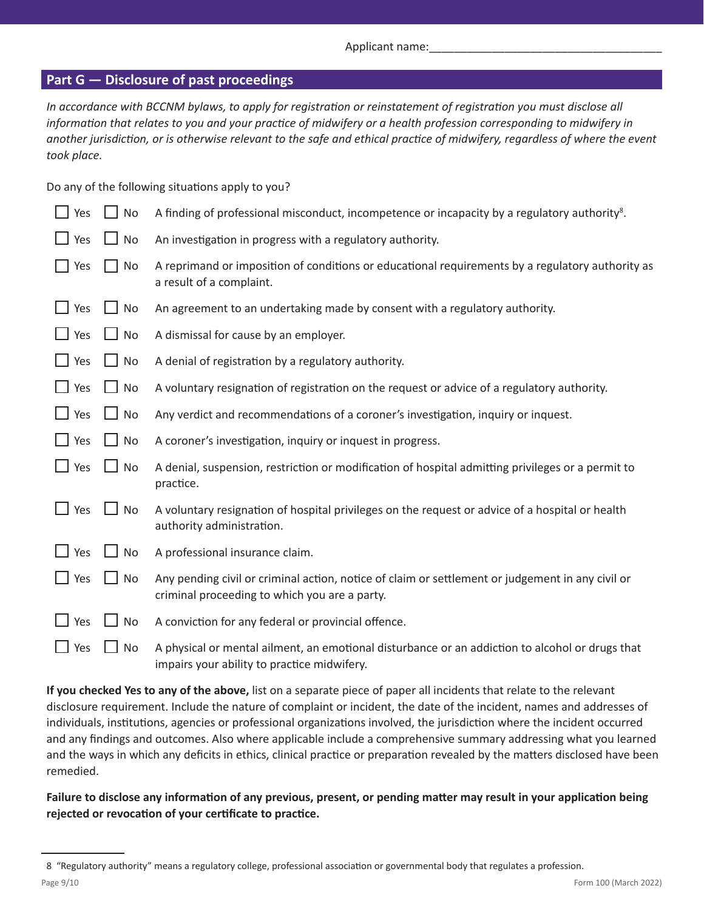Applicant name:_____________________________________

## Part G — Disclosure of past proceedings

*In accordance with BCCNM bylaws, to apply for registration or reinstatement of registration you must disclose all information that relates to you and your practice of midwifery or a health profession corresponding to midwifery in another jurisdiction, or is otherwise relevant to the safe and ethical practice of midwifery, regardless of where the event took place.*

Do any of the following situations apply to you?

- ☐ Yes ☐ No A finding of professional misconduct, incompetence or incapacity by a regulatory authority[8].
- ☐ Yes ☐ No An investigation in progress with a regulatory authority.
- ☐ Yes ☐ No A reprimand or imposition of conditions or educational requirements by a regulatory authority as a result of a complaint.
- ☐ Yes ☐ No An agreement to an undertaking made by consent with a regulatory authority.
- ☐ Yes ☐ No A dismissal for cause by an employer.
- ☐ Yes ☐ No A denial of registration by a regulatory authority.
- ☐ Yes ☐ No A voluntary resignation of registration on the request or advice of a regulatory authority.
- ☐ Yes ☐ No Any verdict and recommendations of a coroner's investigation, inquiry or inquest.
- ☐ Yes ☐ No A coroner's investigation, inquiry or inquest in progress.
- ☐ Yes ☐ No A denial, suspension, restriction or modification of hospital admitting privileges or a permit to practice.
- ☐ Yes ☐ No A voluntary resignation of hospital privileges on the request or advice of a hospital or health authority administration.
- ☐ Yes ☐ No A professional insurance claim.
- ☐ Yes ☐ No Any pending civil or criminal action, notice of claim or settlement or judgement in any civil or criminal proceeding to which you are a party.
- ☐ Yes ☐ No A conviction for any federal or provincial offence.
- ☐ Yes ☐ No A physical or mental ailment, an emotional disturbance or an addiction to alcohol or drugs that impairs your ability to practice midwifery.

**If you checked Yes to any of the above,** list on a separate piece of paper all incidents that relate to the relevant disclosure requirement. Include the nature of complaint or incident, the date of the incident, names and addresses of individuals, institutions, agencies or professional organizations involved, the jurisdiction where the incident occurred and any findings and outcomes. Also where applicable include a comprehensive summary addressing what you learned and the ways in which any deficits in ethics, clinical practice or preparation revealed by the matters disclosed have been remedied.

**Failure to disclose any information of any previous, present, or pending matter may result in your application being rejected or revocation of your certificate to practice.**

---

8 "Regulatory authority" means a regulatory college, professional association or governmental body that regulates a profession.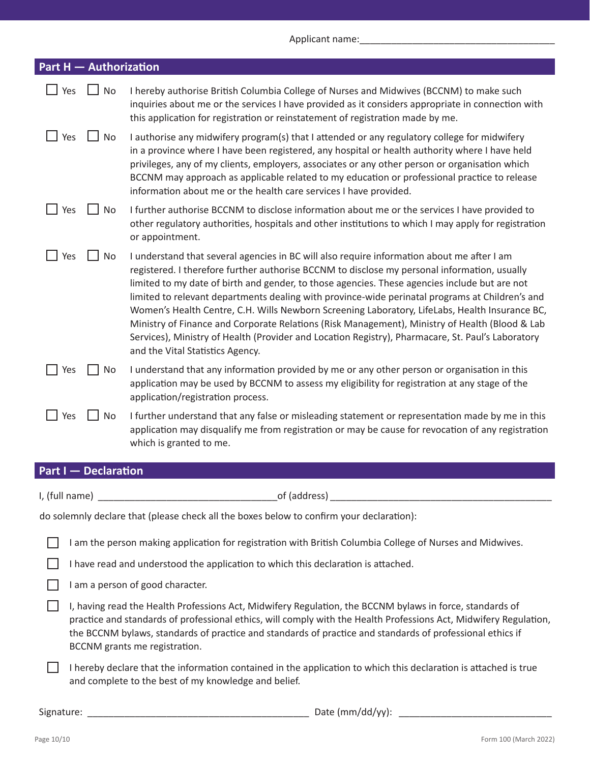Applicant name:_____________________________________

## Part H — Authorization

☐ Yes ☐ No I hereby authorise British Columbia College of Nurses and Midwives (BCCNM) to make such inquiries about me or the services I have provided as it considers appropriate in connection with this application for registration or reinstatement of registration made by me.

☐ Yes ☐ No I authorise any midwifery program(s) that I attended or any regulatory college for midwifery in a province where I have been registered, any hospital or health authority where I have held privileges, any of my clients, employers, associates or any other person or organisation which BCCNM may approach as applicable related to my education or professional practice to release information about me or the health care services I have provided.

☐ Yes ☐ No I further authorise BCCNM to disclose information about me or the services I have provided to other regulatory authorities, hospitals and other institutions to which I may apply for registration or appointment.

☐ Yes ☐ No I understand that several agencies in BC will also require information about me after I am registered. I therefore further authorise BCCNM to disclose my personal information, usually limited to my date of birth and gender, to those agencies. These agencies include but are not limited to relevant departments dealing with province-wide perinatal programs at Children's and Women's Health Centre, C.H. Wills Newborn Screening Laboratory, LifeLabs, Health Insurance BC, Ministry of Finance and Corporate Relations (Risk Management), Ministry of Health (Blood & Lab Services), Ministry of Health (Provider and Location Registry), Pharmacare, St. Paul's Laboratory and the Vital Statistics Agency.

☐ Yes ☐ No I understand that any information provided by me or any other person or organisation in this application may be used by BCCNM to assess my eligibility for registration at any stage of the application/registration process.

☐ Yes ☐ No I further understand that any false or misleading statement or representation made by me in this application may disqualify me from registration or may be cause for revocation of any registration which is granted to me.

## Part I — Declaration

I, (full name) _________________________________of (address) _________________________________________

do solemnly declare that (please check all the boxes below to confirm your declaration):

☐ I am the person making application for registration with British Columbia College of Nurses and Midwives.

☐ I have read and understood the application to which this declaration is attached.

☐ I am a person of good character.

☐ I, having read the Health Professions Act, Midwifery Regulation, the BCCNM bylaws in force, standards of practice and standards of professional ethics, will comply with the Health Professions Act, Midwifery Regulation, the BCCNM bylaws, standards of practice and standards of practice and standards of professional ethics if BCCNM grants me registration.

☐ I hereby declare that the information contained in the application to which this declaration is attached is true and complete to the best of my knowledge and belief.

Signature: _________________________________________ Date (mm/dd/yy): _____________________________

Form 100 (March 2022)